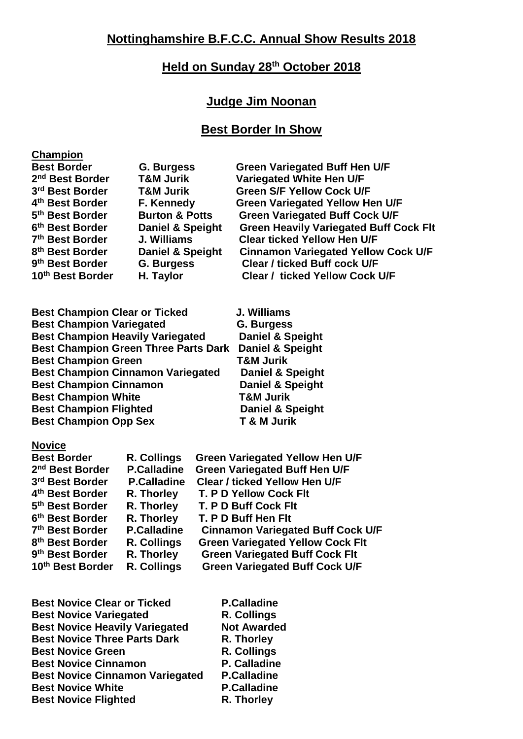## Nottinghamshire B.F.C.C. Annual Show Results 2018

## Held on Sunday 28th October 2018

## Judge Jim Noonan

## Best Border In Show

**Champion**

| | | |
|---|---|---|
| **Best Border** | **G. Burgess** | **Green Variegated Buff Hen U/F** |
| **2nd Best Border** | **T&M Jurik** | **Variegated White Hen U/F** |
| **3rd Best Border** | **T&M Jurik** | **Green S/F Yellow Cock U/F** |
| **4th Best Border** | **F. Kennedy** | **Green Variegated Yellow Hen U/F** |
| **5th Best Border** | **Burton & Potts** | **Green Variegated Buff Cock U/F** |
| **6th Best Border** | **Daniel & Speight** | **Green Heavily Variegated Buff Cock Flt** |
| **7th Best Border** | **J. Williams** | **Clear ticked Yellow Hen U/F** |
| **8th Best Border** | **Daniel & Speight** | **Cinnamon Variegated Yellow Cock U/F** |
| **9th Best Border** | **G. Burgess** | **Clear / ticked Buff cock U/F** |
| **10th Best Border** | **H. Taylor** | **Clear / ticked Yellow Cock U/F** |

| | |
|---|---|
| **Best Champion Clear or Ticked** | **J. Williams** |
| **Best Champion Variegated** | **G. Burgess** |
| **Best Champion Heavily Variegated** | **Daniel & Speight** |
| **Best Champion Green Three Parts Dark** | **Daniel & Speight** |
| **Best Champion Green** | **T&M Jurik** |
| **Best Champion Cinnamon Variegated** | **Daniel & Speight** |
| **Best Champion Cinnamon** | **Daniel & Speight** |
| **Best Champion White** | **T&M Jurik** |
| **Best Champion Flighted** | **Daniel & Speight** |
| **Best Champion Opp Sex** | **T & M Jurik** |

**Novice**

| | | |
|---|---|---|
| **Best Border** | **R. Collings** | **Green Variegated Yellow Hen U/F** |
| **2nd Best Border** | **P.Calladine** | **Green Variegated Buff Hen U/F** |
| **3rd Best Border** | **P.Calladine** | **Clear / ticked Yellow Hen U/F** |
| **4th Best Border** | **R. Thorley** | **T. P D Yellow Cock Flt** |
| **5th Best Border** | **R. Thorley** | **T. P D Buff Cock Flt** |
| **6th Best Border** | **R. Thorley** | **T. P D Buff Hen Flt** |
| **7th Best Border** | **P.Calladine** | **Cinnamon Variegated Buff Cock U/F** |
| **8th Best Border** | **R. Collings** | **Green Variegated Yellow Cock Flt** |
| **9th Best Border** | **R. Thorley** | **Green Variegated Buff Cock Flt** |
| **10th Best Border** | **R. Collings** | **Green Variegated Buff Cock U/F** |

| | |
|---|---|
| **Best Novice Clear or Ticked** | **P.Calladine** |
| **Best Novice Variegated** | **R. Collings** |
| **Best Novice Heavily Variegated** | **Not Awarded** |
| **Best Novice Three Parts Dark** | **R. Thorley** |
| **Best Novice Green** | **R. Collings** |
| **Best Novice Cinnamon** | **P. Calladine** |
| **Best Novice Cinnamon Variegated** | **P.Calladine** |
| **Best Novice White** | **P.Calladine** |
| **Best Novice Flighted** | **R. Thorley** |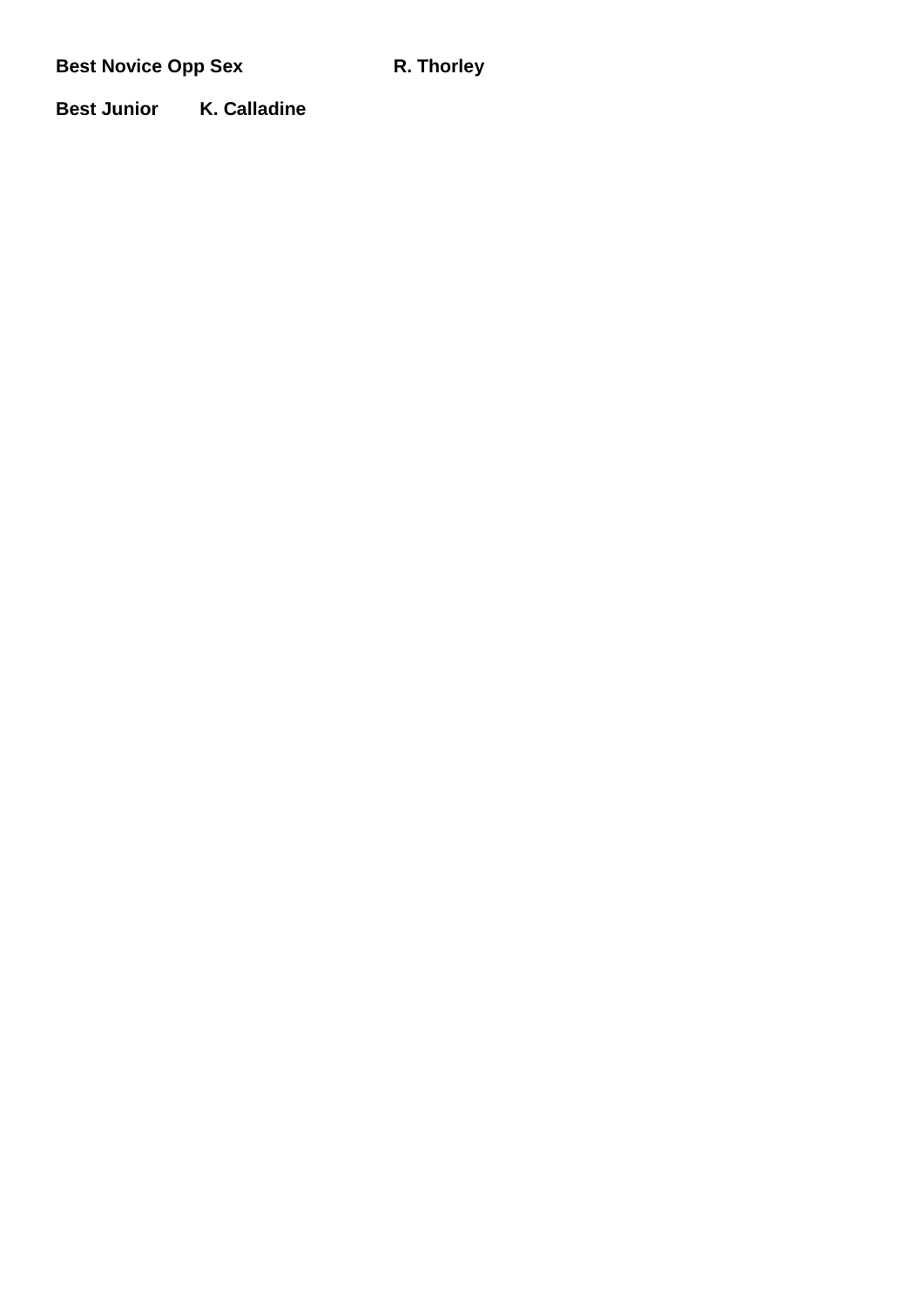**Best Novice Opp Sex** **R. Thorley**

**Best Junior** **K. Calladine**